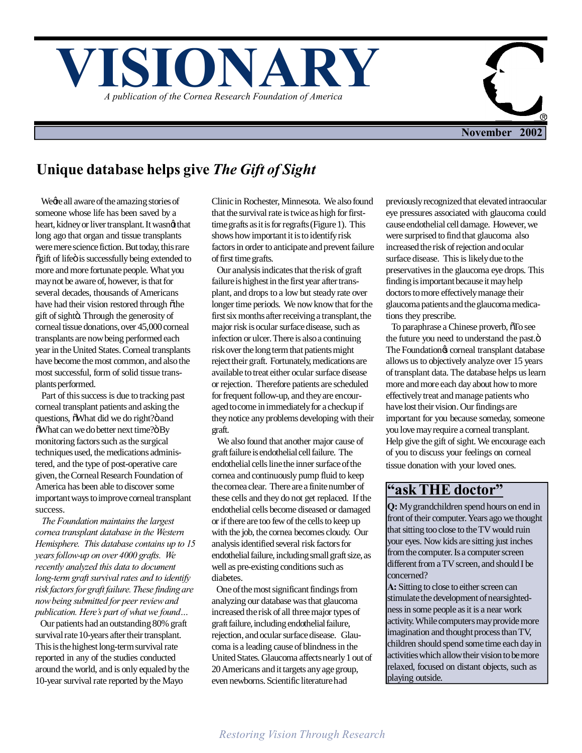# VISIONARY

*A publication of the Cornea Research Foundation of America*

**November 2002**

## Unique database helps give *The Gift of Sight*

We're all aware of the amazing stories of someone whose life has been saved by a heart, kidney or liver transplant. It wasn't that long ago that organ and tissue transplants were mere science fiction. But today, this rare "gift of life" is successfully being extended to more and more fortunate people. What you may not be aware of, however, is that for several decades, thousands of Americans have had their vision restored through "the gift of sight". Through the generosity of corneal tissue donations, over 45,000 corneal transplants are now being performed each year in the United States. Corneal transplants have become the most common, and also the most successful, form of solid tissue transplants performed.

Part of this success is due to tracking past corneal transplant patients and asking the questions, "What did we do right?" and "What can we do better next time?" By monitoring factors such as the surgical techniques used, the medications administered, and the type of post-operative care given, the Corneal Research Foundation of America has been able to discover some important ways to improve corneal transplant success.

*The Foundation maintains the largest cornea transplant database in the Western Hemisphere. This database contains up to 15 years follow-up on over 4000 grafts. We recently analyzed this data to document long-term graft survival rates and to identify risk factors for graft failure. These finding are now being submitted for peer review and publication. Here's part of what we found...*

Our patients had an outstanding 80% graft survival rate 10-years after their transplant. This is the highest long-term survival rate reported in any of the studies conducted around the world, and is only equaled by the 10-year survival rate reported by the Mayo Clinic in Rochester, Minnesota. We also found that the survival rate is twice as high for first-time grafts as it is for regrafts (Figure 1). This shows how important it is to identify risk factors in order to anticipate and prevent failure of first time grafts.

Our analysis indicates that the risk of graft failure is highest in the first year after transplant, and drops to a low but steady rate over longer time periods. We now know that for the first six months after receiving a transplant, the major risk is ocular surface disease, such as infection or ulcer. There is also a continuing risk over the long term that patients might reject their graft. Fortunately, medications are available to treat either ocular surface disease or rejection. Therefore patients are scheduled for frequent follow-up, and they are encouraged to come in immediately for a checkup if they notice any problems developing with their graft.

We also found that another major cause of graft failure is endothelial cell failure. The endothelial cells line the inner surface of the cornea and continuously pump fluid to keep the cornea clear. There are a finite number of these cells and they do not get replaced. If the endothelial cells become diseased or damaged or if there are too few of the cells to keep up with the job, the cornea becomes cloudy. Our analysis identified several risk factors for endothelial failure, including small graft size, as well as pre-existing conditions such as diabetes.

One of the most significant findings from analyzing our database was that glaucoma increased the risk of all three major types of graft failure, including endothelial failure, rejection, and ocular surface disease. Glaucoma is a leading cause of blindness in the United States. Glaucoma affects nearly 1 out of 20 Americans and it targets any age group, even newborns. Scientific literature had previously recognized that elevated intraocular eye pressures associated with glaucoma could cause endothelial cell damage. However, we were surprised to find that glaucoma also increased the risk of rejection and ocular surface disease. This is likely due to the preservatives in the glaucoma eye drops. This finding is important because it may help doctors to more effectively manage their glaucoma patients and the glaucoma medications they prescribe.

To paraphrase a Chinese proverb, "To see the future you need to understand the past." The Foundation's corneal transplant database allows us to objectively analyze over 15 years of transplant data. The database helps us learn more and more each day about how to more effectively treat and manage patients who have lost their vision. Our findings are important for you because someday, someone you love may require a corneal transplant. Help give the gift of sight. We encourage each of you to discuss your feelings on corneal tissue donation with your loved ones.

## "ask THE doctor"

**Q:** My grandchildren spend hours on end in front of their computer. Years ago we thought that sitting too close to the TV would ruin your eyes. Now kids are sitting just inches from the computer. Is a computer screen different from a TV screen, and should I be concerned?

**A:** Sitting to close to either screen can stimulate the development of nearsightedness in some people as it is a near work activity. While computers may provide more imagination and thought process than TV, children should spend some time each day in activities which allow their vision to be more relaxed, focused on distant objects, such as playing outside.

*Restoring Vision Through Research*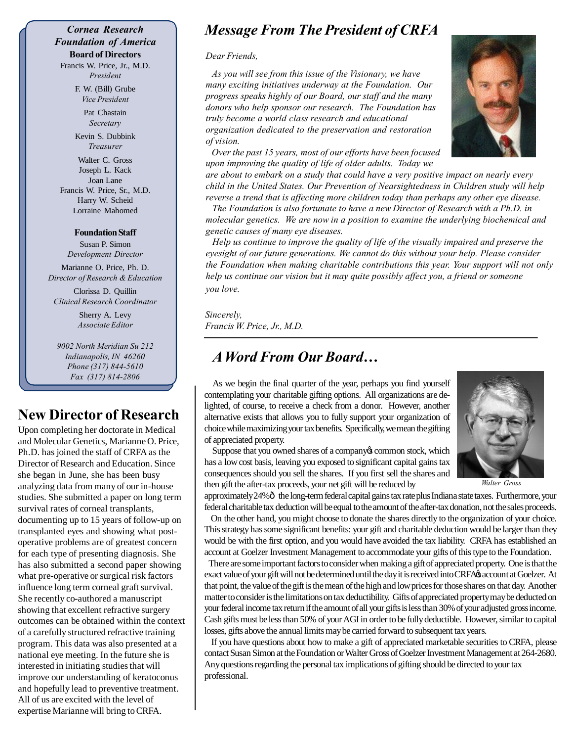*Cornea Research Foundation of America*

**Board of Directors**

Francis W. Price, Jr., M.D.
*President*

F. W. (Bill) Grube
*Vice President*

Pat Chastain
*Secretary*

Kevin S. Dubbink
*Treasurer*

Walter C. Gross
Joseph L. Kack
Joan Lane
Francis W. Price, Sr., M.D.
Harry W. Scheid
Lorraine Mahomed

**Foundation Staff**

Susan P. Simon
*Development Director*

Marianne O. Price, Ph. D.
*Director of Research & Education*

Clorissa D. Quillin
*Clinical Research Coordinator*

Sherry A. Levy
*Associate Editor*

*9002 North Meridian Su 212*
*Indianapolis, IN 46260*
*Phone (317) 844-5610*
*Fax (317) 814-2806*

## New Director of Research

Upon completing her doctorate in Medical and Molecular Genetics, Marianne O. Price, Ph.D. has joined the staff of CRFA as the Director of Research and Education. Since she began in June, she has been busy analyzing data from many of our in-house studies. She submitted a paper on long term survival rates of corneal transplants, documenting up to 15 years of follow-up on transplanted eyes and showing what post-operative problems are of greatest concern for each type of presenting diagnosis. She has also submitted a second paper showing what pre-operative or surgical risk factors influence long term corneal graft survival. She recently co-authored a manuscript showing that excellent refractive surgery outcomes can be obtained within the context of a carefully structured refractive training program. This data was also presented at a national eye meeting. In the future she is interested in initiating studies that will improve our understanding of keratoconus and hopefully lead to preventive treatment. All of us are excited with the level of expertise Marianne will bring to CRFA.

## *Message From The President of CRFA*

*Dear Friends,*

*As you will see from this issue of the Visionary, we have many exciting initiatives underway at the Foundation. Our progress speaks highly of our Board, our staff and the many donors who help sponsor our research. The Foundation has truly become a world class research and educational organization dedicated to the preservation and restoration of vision.*

*Over the past 15 years, most of our efforts have been focused upon improving the quality of life of older adults. Today we are about to embark on a study that could have a very positive impact on nearly every child in the United States. Our Prevention of Nearsightedness in Children study will help reverse a trend that is affecting more children today than perhaps any other eye disease.*

*The Foundation is also fortunate to have a new Director of Research with a Ph.D. in molecular genetics. We are now in a position to examine the underlying biochemical and genetic causes of many eye diseases.*

*Help us continue to improve the quality of life of the visually impaired and preserve the eyesight of our future generations. We cannot do this without your help. Please consider the Foundation when making charitable contributions this year. Your support will not only help us continue our vision but it may quite possibly affect you, a friend or someone you love.*

*Sincerely,*
*Francis W. Price, Jr., M.D.*

## *A Word From Our Board…*

As we begin the final quarter of the year, perhaps you find yourself contemplating your charitable gifting options. All organizations are delighted, of course, to receive a check from a donor. However, another alternative exists that allows you to fully support your organization of choice while maximizing your tax benefits. Specifically, we mean the gifting of appreciated property.

Suppose that you owned shares of a company's common stock, which has a low cost basis, leaving you exposed to significant capital gains tax consequences should you sell the shares. If you first sell the shares and then gift the after-tax proceeds, your net gift will be reduced by approximately 24%—the long-term federal capital gains tax rate plus Indiana state taxes. Furthermore, your federal charitable tax deduction will be equal to the amount of the after-tax donation, not the sales proceeds.

*Walter Gross*

On the other hand, you might choose to donate the shares directly to the organization of your choice. This strategy has some significant benefits: your gift and charitable deduction would be larger than they would be with the first option, and you would have avoided the tax liability. CRFA has established an account at Goelzer Investment Management to accommodate your gifts of this type to the Foundation.

There are some important factors to consider when making a gift of appreciated property. One is that the exact value of your gift will not be determined until the day it is received into CRFA's account at Goelzer. At that point, the value of the gift is the mean of the high and low prices for those shares on that day. Another matter to consider is the limitations on tax deductibility. Gifts of appreciated property may be deducted on your federal income tax return if the amount of all your gifts is less than 30% of your adjusted gross income. Cash gifts must be less than 50% of your AGI in order to be fully deductible. However, similar to capital losses, gifts above the annual limits may be carried forward to subsequent tax years.

If you have questions about how to make a gift of appreciated marketable securities to CRFA, please contact Susan Simon at the Foundation or Walter Gross of Goelzer Investment Management at 264-2680. Any questions regarding the personal tax implications of gifting should be directed to your tax professional.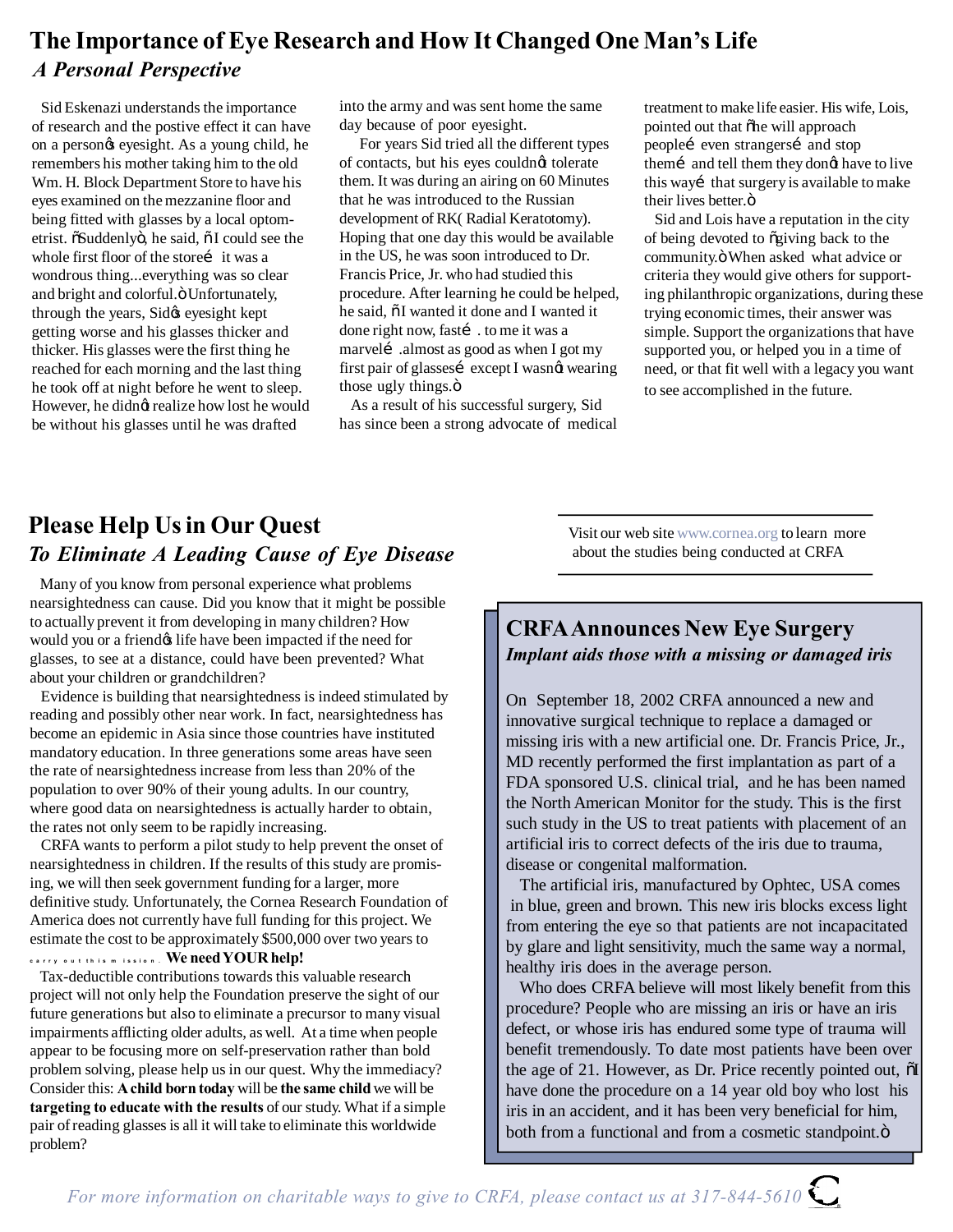# The Importance of Eye Research and How It Changed One Man's Life

*A Personal Perspective*

Sid Eskenazi understands the importance of research and the postive effect it can have on a person's eyesight. As a young child, he remembers his mother taking him to the old Wm. H. Block Department Store to have his eyes examined on the mezzanine floor and being fitted with glasses by a local optometrist. "Suddenly", he said, "I could see the whole first floor of the store… it was a wondrous thing...everything was so clear and bright and colorful." Unfortunately, through the years, Sid's eyesight kept getting worse and his glasses thicker and thicker. His glasses were the first thing he reached for each morning and the last thing he took off at night before he went to sleep. However, he didn't realize how lost he would be without his glasses until he was drafted into the army and was sent home the same day because of poor eyesight.

For years Sid tried all the different types of contacts, but his eyes couldn't tolerate them. It was during an airing on 60 Minutes that he was introduced to the Russian development of RK( Radial Keratotomy). Hoping that one day this would be available in the US, he was soon introduced to Dr. Francis Price, Jr. who had studied this procedure. After learning he could be helped, he said, "I wanted it done and I wanted it done right now, fast… to me it was a marvel… .almost as good as when I got my first pair of glasses… except I wasn't wearing those ugly things."

As a result of his successful surgery, Sid has since been a strong advocate of medical treatment to make life easier. His wife, Lois, pointed out that "he will approach people… even strangers… and stop them… and tell them they don't have to live this way… that surgery is available to make their lives better."

Sid and Lois have a reputation in the city of being devoted to "giving back to the community." When asked what advice or criteria they would give others for supporting philanthropic organizations, during these trying economic times, their answer was simple. Support the organizations that have supported you, or helped you in a time of need, or that fit well with a legacy you want to see accomplished in the future.

## Please Help Us in Our Quest

*To Eliminate A Leading Cause of Eye Disease*

Many of you know from personal experience what problems nearsightedness can cause. Did you know that it might be possible to actually prevent it from developing in many children? How would you or a friend's life have been impacted if the need for glasses, to see at a distance, could have been prevented? What about your children or grandchildren?

Evidence is building that nearsightedness is indeed stimulated by reading and possibly other near work. In fact, nearsightedness has become an epidemic in Asia since those countries have instituted mandatory education. In three generations some areas have seen the rate of nearsightedness increase from less than 20% of the population to over 90% of their young adults. In our country, where good data on nearsightedness is actually harder to obtain, the rates not only seem to be rapidly increasing.

CRFA wants to perform a pilot study to help prevent the onset of nearsightedness in children. If the results of this study are promising, we will then seek government funding for a larger, more definitive study. Unfortunately, the Cornea Research Foundation of America does not currently have full funding for this project. We estimate the cost to be approximately $500,000 over two years to carry out this mission. **We need YOUR help!**

Tax-deductible contributions towards this valuable research project will not only help the Foundation preserve the sight of our future generations but also to eliminate a precursor to many visual impairments afflicting older adults, as well. At a time when people appear to be focusing more on self-preservation rather than bold problem solving, please help us in our quest. Why the immediacy? Consider this: **A child born today** will be **the same child** we will be **targeting to educate with the results** of our study. What if a simple pair of reading glasses is all it will take to eliminate this worldwide problem?

Visit our web site www.cornea.org to learn more about the studies being conducted at CRFA

## CRFA Announces New Eye Surgery

*Implant aids those with a missing or damaged iris*

On September 18, 2002 CRFA announced a new and innovative surgical technique to replace a damaged or missing iris with a new artificial one. Dr. Francis Price, Jr., MD recently performed the first implantation as part of a FDA sponsored U.S. clinical trial, and he has been named the North American Monitor for the study. This is the first such study in the US to treat patients with placement of an artificial iris to correct defects of the iris due to trauma, disease or congenital malformation.

The artificial iris, manufactured by Ophtec, USA comes in blue, green and brown. This new iris blocks excess light from entering the eye so that patients are not incapacitated by glare and light sensitivity, much the same way a normal, healthy iris does in the average person.

Who does CRFA believe will most likely benefit from this procedure? People who are missing an iris or have an iris defect, or whose iris has endured some type of trauma will benefit tremendously. To date most patients have been over the age of 21. However, as Dr. Price recently pointed out, "I have done the procedure on a 14 year old boy who lost his iris in an accident, and it has been very beneficial for him, both from a functional and from a cosmetic standpoint."

*For more information on charitable ways to give to CRFA, please contact us at 317-844-5610*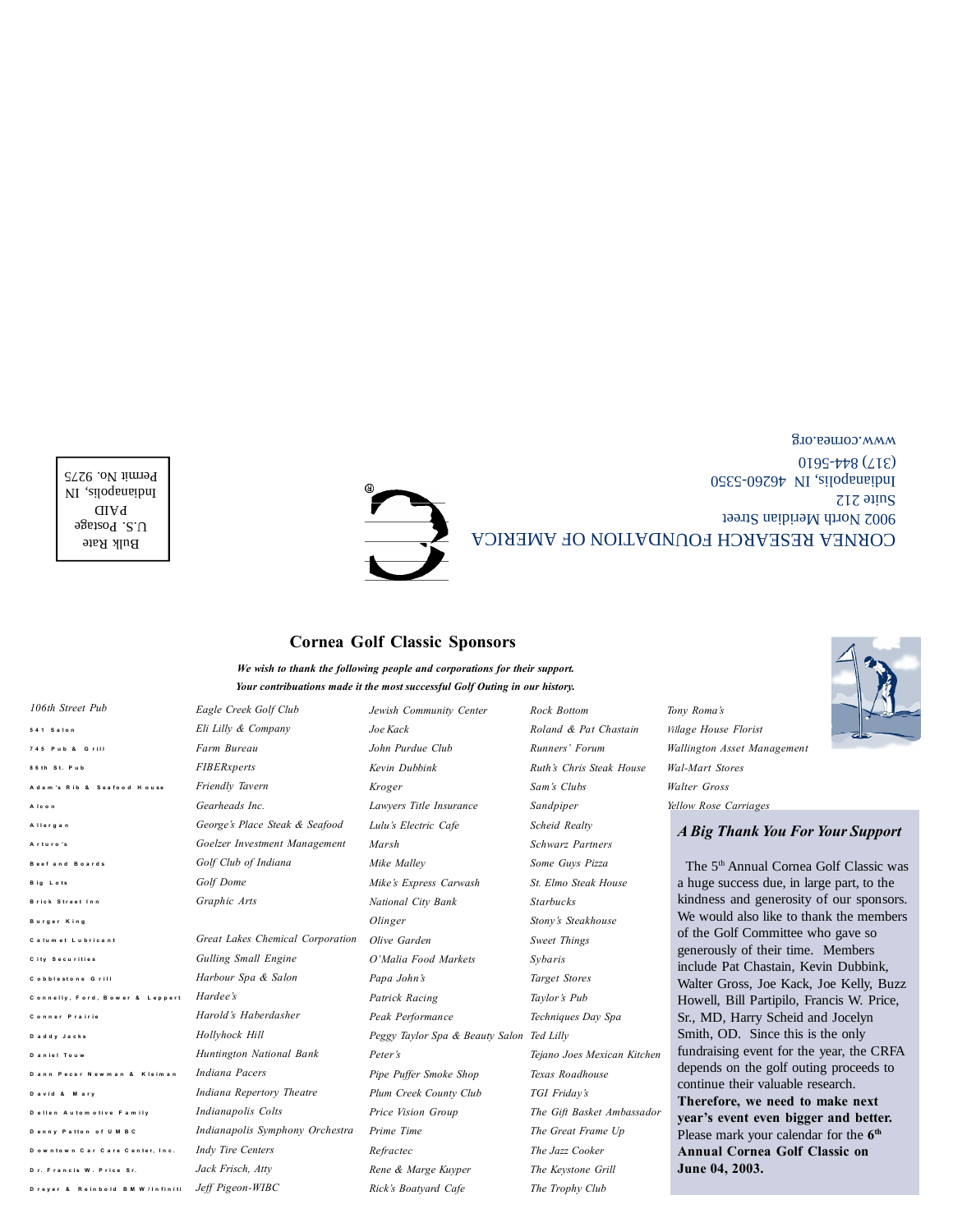CORNEA RESEARCH FOUNDATION OF AMERICA
9002 North Meridian Street
Suite 212
Indianapolis, IN 46260-5350
(317) 844-5610
www.cornea.org

Bulk Rate
U.S. Postage
PAID
Indianapolis, IN
Permit No. 9275

## Cornea Golf Classic Sponsors

***We wish to thank the following people and corporations for their support.***
***Your contribuations made it the most successful Golf Outing in our history.***

*106th Street Pub*
541 Salon
745 Pub & Grill
86th St. Pub
Adam's Rib & Seafood House
Alcon
Allergan
Arturo's
Beef and Boards
Big Lots
Brick Street Inn
Burger King
Calumet Lubricant
City Securities
Cobblestone Grill
Connelly, Ford, Bower & Leppert
Conner Prairie
Daddy Jacks
Daniel Touw
Dann Pecar Newman & Kleiman
David & Mary
Dellen Automotive Family
Denny Patton of UMBC
Downtown Car Care Center, Inc.
Dr. Francis W. Price Sr.
Dreyer & Reinbold BMW/Infiniti
*Eagle Creek Golf Club*
*Eli Lilly & Company*
*Farm Bureau*
*FIBERxperts*
*Friendly Tavern*
*Gearheads Inc.*
*George's Place Steak & Seafood*
*Goelzer Investment Management*
*Golf Club of Indiana*
*Golf Dome*
*Graphic Arts*
*Great Lakes Chemical Corporation*
*Gulling Small Engine*
*Harbour Spa & Salon*
*Hardee's*
*Harold's Haberdasher*
*Hollyhock Hill*
*Huntington National Bank*
*Indiana Pacers*
*Indiana Repertory Theatre*
*Indianapolis Colts*
*Indianapolis Symphony Orchestra*
*Indy Tire Centers*
*Jack Frisch, Atty*
*Jeff Pigeon-WIBC*
*Jewish Community Center*
*Joe Kack*
*John Purdue Club*
*Kevin Dubbink*
*Kroger*
*Lawyers Title Insurance*
*Lulu's Electric Cafe*
*Marsh*
*Mike Malley*
*Mike's Express Carwash*
*National City Bank*
*Olinger*
*Olive Garden*
*O'Malia Food Markets*
*Papa John's*
*Patrick Racing*
*Peak Performance*
*Peggy Taylor Spa & Beauty Salon*
*Peter's*
*Pipe Puffer Smoke Shop*
*Plum Creek County Club*
*Price Vision Group*
*Prime Time*
*Refractec*
*Rene & Marge Kuyper*
*Rick's Boatyard Cafe*
*Rock Bottom*
*Roland & Pat Chastain*
*Runners' Forum*
*Ruth's Chris Steak House*
*Sam's Clubs*
*Sandpiper*
*Scheid Realty*
*Schwarz Partners*
*Some Guys Pizza*
*St. Elmo Steak House*
*Starbucks*
*Stony's Steakhouse*
*Sweet Things*
*Sybaris*
*Target Stores*
*Taylor's Pub*
*Techniques Day Spa*
*Ted Lilly*
*Tejano Joes Mexican Kitchen*
*Texas Roadhouse*
*TGI Friday's*
*The Gift Basket Ambassador*
*The Great Frame Up*
*The Jazz Cooker*
*The Keystone Grill*
*The Trophy Club*
*Tony Roma's*
*Village House Florist*
*Wallington Asset Management*
*Wal-Mart Stores*
*Walter Gross*
*Yellow Rose Carriages*

### *A Big Thank You For Your Support*

The 5th Annual Cornea Golf Classic was a huge success due, in large part, to the kindness and generosity of our sponsors. We would also like to thank the members of the Golf Committee who gave so generously of their time. Members include Pat Chastain, Kevin Dubbink, Walter Gross, Joe Kack, Joe Kelly, Buzz Howell, Bill Partipilo, Francis W. Price, Sr., MD, Harry Scheid and Jocelyn Smith, OD. Since this is the only fundraising event for the year, the CRFA depends on the golf outing proceeds to continue their valuable research. **Therefore, we need to make next year's event even bigger and better.** Please mark your calendar for the **6th Annual Cornea Golf Classic on June 04, 2003.**